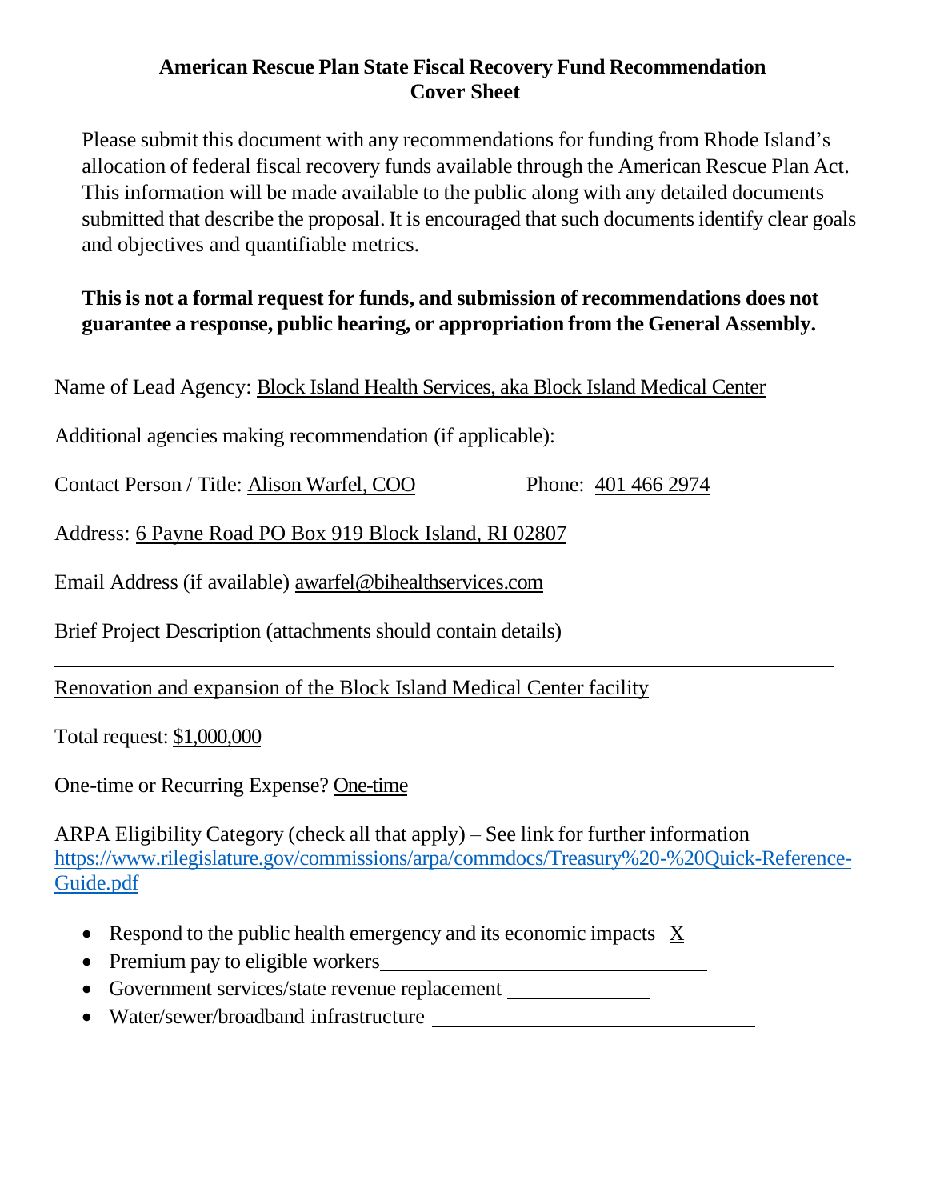**American Rescue Plan State Fiscal Recovery Fund Recommendation**
**Cover Sheet**

Please submit this document with any recommendations for funding from Rhode Island's allocation of federal fiscal recovery funds available through the American Rescue Plan Act. This information will be made available to the public along with any detailed documents submitted that describe the proposal. It is encouraged that such documents identify clear goals and objectives and quantifiable metrics.

**This is not a formal request for funds, and submission of recommendations does not guarantee a response, public hearing, or appropriation from the General Assembly.**

Name of Lead Agency: Block Island Health Services, aka Block Island Medical Center

Additional agencies making recommendation (if applicable): ______________________

Contact Person / Title: Alison Warfel, COO Phone: 401 466 2974

Address: 6 Payne Road PO Box 919 Block Island, RI 02807

Email Address (if available) awarfel@bihealthservices.com

Brief Project Description (attachments should contain details)

Renovation and expansion of the Block Island Medical Center facility

Total request: $1,000,000

One-time or Recurring Expense? One-time

ARPA Eligibility Category (check all that apply) – See link for further information https://www.rilegislature.gov/commissions/arpa/commdocs/Treasury%20-%20Quick-Reference-Guide.pdf

- Respond to the public health emergency and its economic impacts X
- Premium pay to eligible workers ______________________
- Government services/state revenue replacement ______________________
- Water/sewer/broadband infrastructure ______________________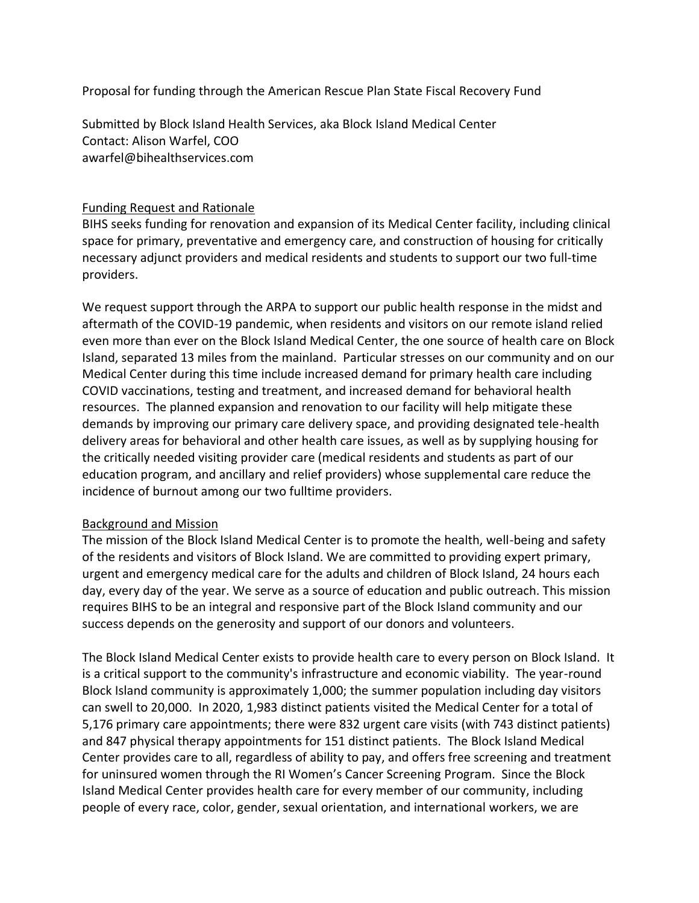Proposal for funding through the American Rescue Plan State Fiscal Recovery Fund

Submitted by Block Island Health Services, aka Block Island Medical Center
Contact: Alison Warfel, COO
awarfel@bihealthservices.com

## Funding Request and Rationale

BIHS seeks funding for renovation and expansion of its Medical Center facility, including clinical space for primary, preventative and emergency care, and construction of housing for critically necessary adjunct providers and medical residents and students to support our two full-time providers.

We request support through the ARPA to support our public health response in the midst and aftermath of the COVID-19 pandemic, when residents and visitors on our remote island relied even more than ever on the Block Island Medical Center, the one source of health care on Block Island, separated 13 miles from the mainland. Particular stresses on our community and on our Medical Center during this time include increased demand for primary health care including COVID vaccinations, testing and treatment, and increased demand for behavioral health resources. The planned expansion and renovation to our facility will help mitigate these demands by improving our primary care delivery space, and providing designated tele-health delivery areas for behavioral and other health care issues, as well as by supplying housing for the critically needed visiting provider care (medical residents and students as part of our education program, and ancillary and relief providers) whose supplemental care reduce the incidence of burnout among our two fulltime providers.

## Background and Mission

The mission of the Block Island Medical Center is to promote the health, well-being and safety of the residents and visitors of Block Island. We are committed to providing expert primary, urgent and emergency medical care for the adults and children of Block Island, 24 hours each day, every day of the year. We serve as a source of education and public outreach. This mission requires BIHS to be an integral and responsive part of the Block Island community and our success depends on the generosity and support of our donors and volunteers.

The Block Island Medical Center exists to provide health care to every person on Block Island. It is a critical support to the community's infrastructure and economic viability. The year-round Block Island community is approximately 1,000; the summer population including day visitors can swell to 20,000. In 2020, 1,983 distinct patients visited the Medical Center for a total of 5,176 primary care appointments; there were 832 urgent care visits (with 743 distinct patients) and 847 physical therapy appointments for 151 distinct patients. The Block Island Medical Center provides care to all, regardless of ability to pay, and offers free screening and treatment for uninsured women through the RI Women's Cancer Screening Program. Since the Block Island Medical Center provides health care for every member of our community, including people of every race, color, gender, sexual orientation, and international workers, we are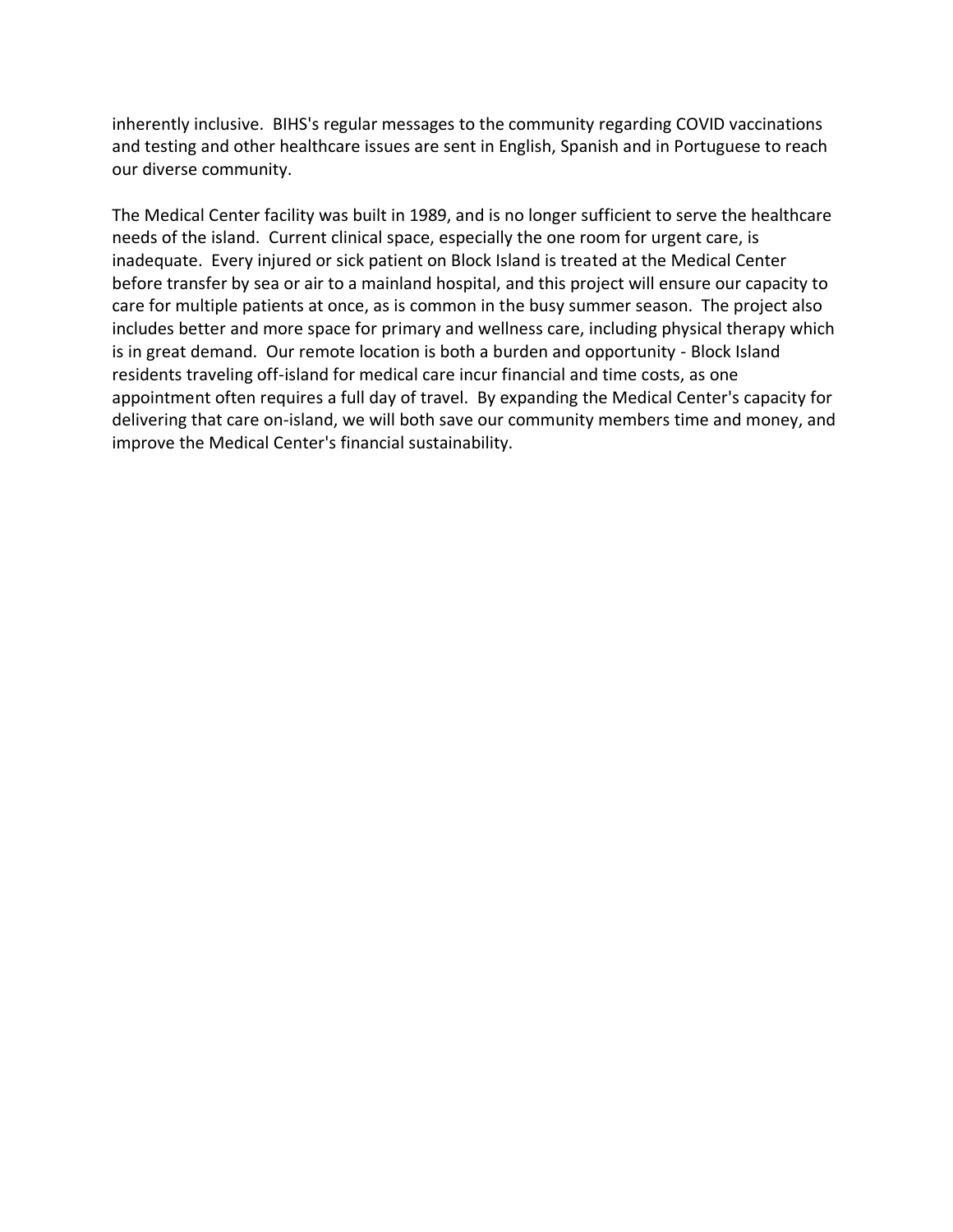inherently inclusive. BIHS's regular messages to the community regarding COVID vaccinations and testing and other healthcare issues are sent in English, Spanish and in Portuguese to reach our diverse community.

The Medical Center facility was built in 1989, and is no longer sufficient to serve the healthcare needs of the island. Current clinical space, especially the one room for urgent care, is inadequate. Every injured or sick patient on Block Island is treated at the Medical Center before transfer by sea or air to a mainland hospital, and this project will ensure our capacity to care for multiple patients at once, as is common in the busy summer season. The project also includes better and more space for primary and wellness care, including physical therapy which is in great demand. Our remote location is both a burden and opportunity - Block Island residents traveling off-island for medical care incur financial and time costs, as one appointment often requires a full day of travel. By expanding the Medical Center's capacity for delivering that care on-island, we will both save our community members time and money, and improve the Medical Center's financial sustainability.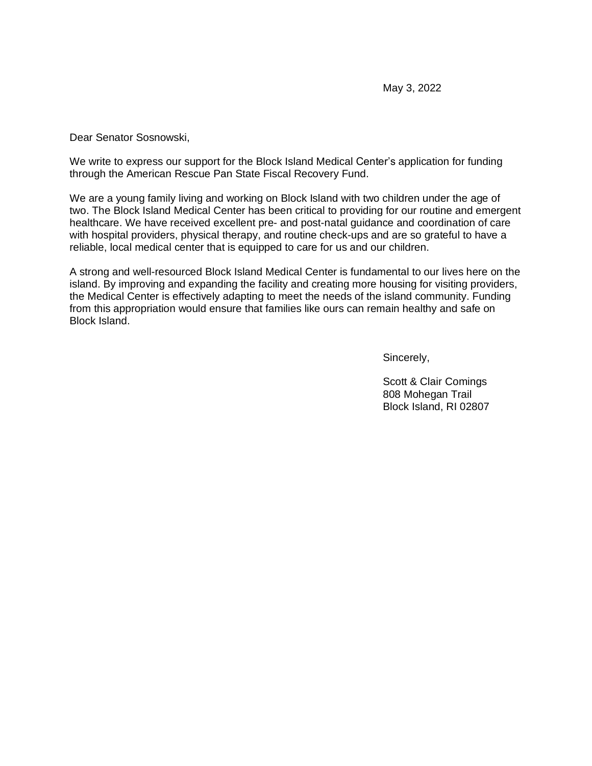May 3, 2022

Dear Senator Sosnowski,

We write to express our support for the Block Island Medical Center's application for funding through the American Rescue Pan State Fiscal Recovery Fund.

We are a young family living and working on Block Island with two children under the age of two. The Block Island Medical Center has been critical to providing for our routine and emergent healthcare. We have received excellent pre- and post-natal guidance and coordination of care with hospital providers, physical therapy, and routine check-ups and are so grateful to have a reliable, local medical center that is equipped to care for us and our children.

A strong and well-resourced Block Island Medical Center is fundamental to our lives here on the island. By improving and expanding the facility and creating more housing for visiting providers, the Medical Center is effectively adapting to meet the needs of the island community. Funding from this appropriation would ensure that families like ours can remain healthy and safe on Block Island.

Sincerely,

Scott & Clair Comings
808 Mohegan Trail
Block Island, RI 02807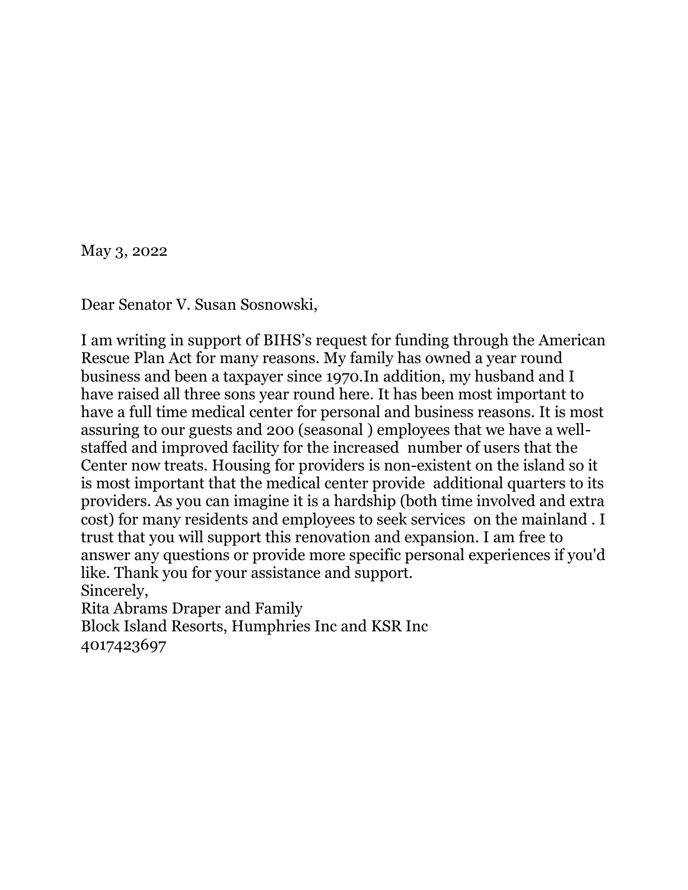May 3, 2022

Dear Senator V. Susan Sosnowski,

I am writing in support of BIHS's request for funding through the American Rescue Plan Act for many reasons. My family has owned a year round business and been a taxpayer since 1970.In addition, my husband and I have raised all three sons year round here. It has been most important to have a full time medical center for personal and business reasons. It is most assuring to our guests and 200 (seasonal ) employees that we have a well-staffed and improved facility for the increased number of users that the Center now treats. Housing for providers is non-existent on the island so it is most important that the medical center provide additional quarters to its providers. As you can imagine it is a hardship (both time involved and extra cost) for many residents and employees to seek services on the mainland . I trust that you will support this renovation and expansion. I am free to answer any questions or provide more specific personal experiences if you'd like. Thank you for your assistance and support.

Sincerely,
Rita Abrams Draper and Family
Block Island Resorts, Humphries Inc and KSR Inc
4017423697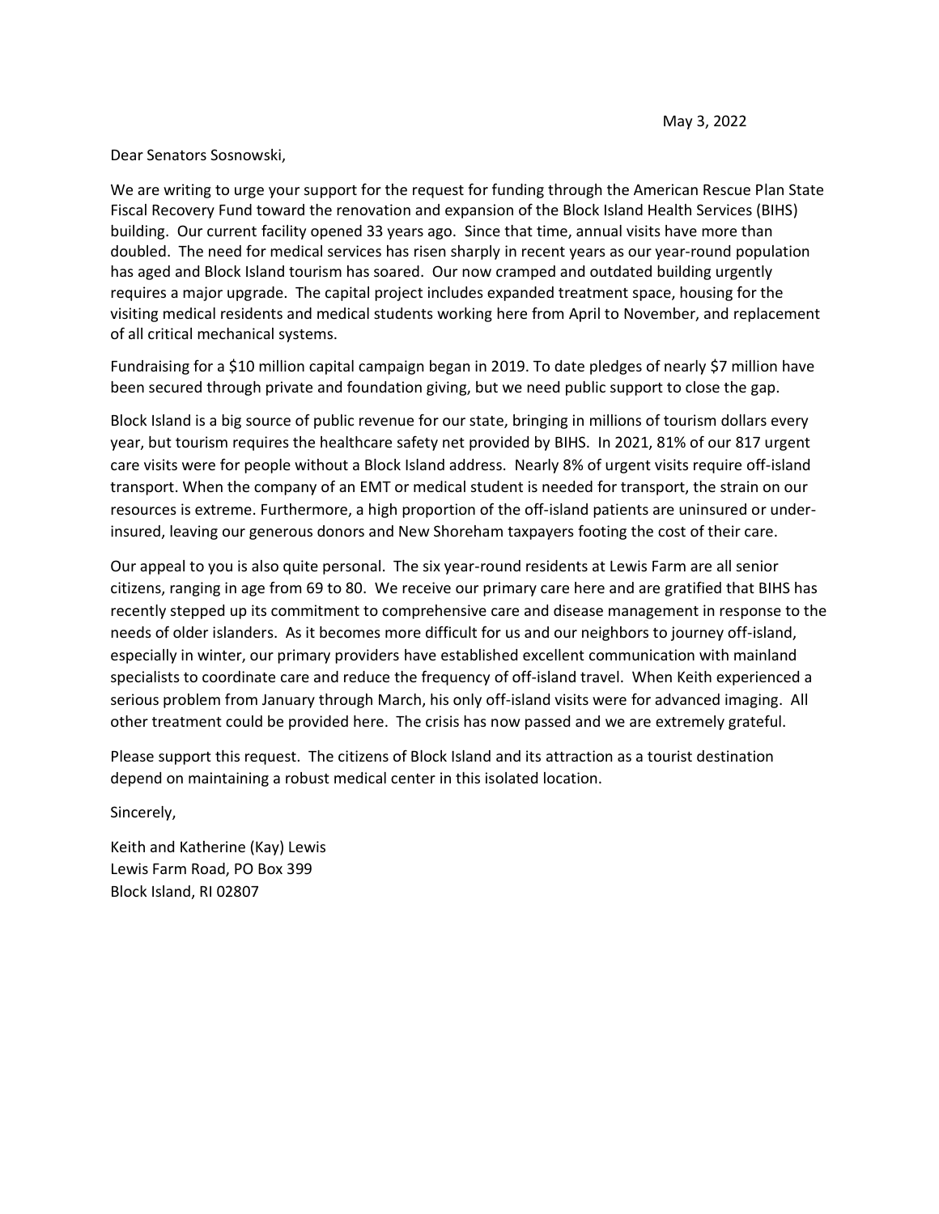May 3, 2022

Dear Senators Sosnowski,

We are writing to urge your support for the request for funding through the American Rescue Plan State Fiscal Recovery Fund toward the renovation and expansion of the Block Island Health Services (BIHS) building. Our current facility opened 33 years ago. Since that time, annual visits have more than doubled. The need for medical services has risen sharply in recent years as our year-round population has aged and Block Island tourism has soared. Our now cramped and outdated building urgently requires a major upgrade. The capital project includes expanded treatment space, housing for the visiting medical residents and medical students working here from April to November, and replacement of all critical mechanical systems.

Fundraising for a $10 million capital campaign began in 2019. To date pledges of nearly $7 million have been secured through private and foundation giving, but we need public support to close the gap.

Block Island is a big source of public revenue for our state, bringing in millions of tourism dollars every year, but tourism requires the healthcare safety net provided by BIHS. In 2021, 81% of our 817 urgent care visits were for people without a Block Island address. Nearly 8% of urgent visits require off-island transport. When the company of an EMT or medical student is needed for transport, the strain on our resources is extreme. Furthermore, a high proportion of the off-island patients are uninsured or under-insured, leaving our generous donors and New Shoreham taxpayers footing the cost of their care.

Our appeal to you is also quite personal. The six year-round residents at Lewis Farm are all senior citizens, ranging in age from 69 to 80. We receive our primary care here and are gratified that BIHS has recently stepped up its commitment to comprehensive care and disease management in response to the needs of older islanders. As it becomes more difficult for us and our neighbors to journey off-island, especially in winter, our primary providers have established excellent communication with mainland specialists to coordinate care and reduce the frequency of off-island travel. When Keith experienced a serious problem from January through March, his only off-island visits were for advanced imaging. All other treatment could be provided here. The crisis has now passed and we are extremely grateful.

Please support this request. The citizens of Block Island and its attraction as a tourist destination depend on maintaining a robust medical center in this isolated location.

Sincerely,

Keith and Katherine (Kay) Lewis
Lewis Farm Road, PO Box 399
Block Island, RI 02807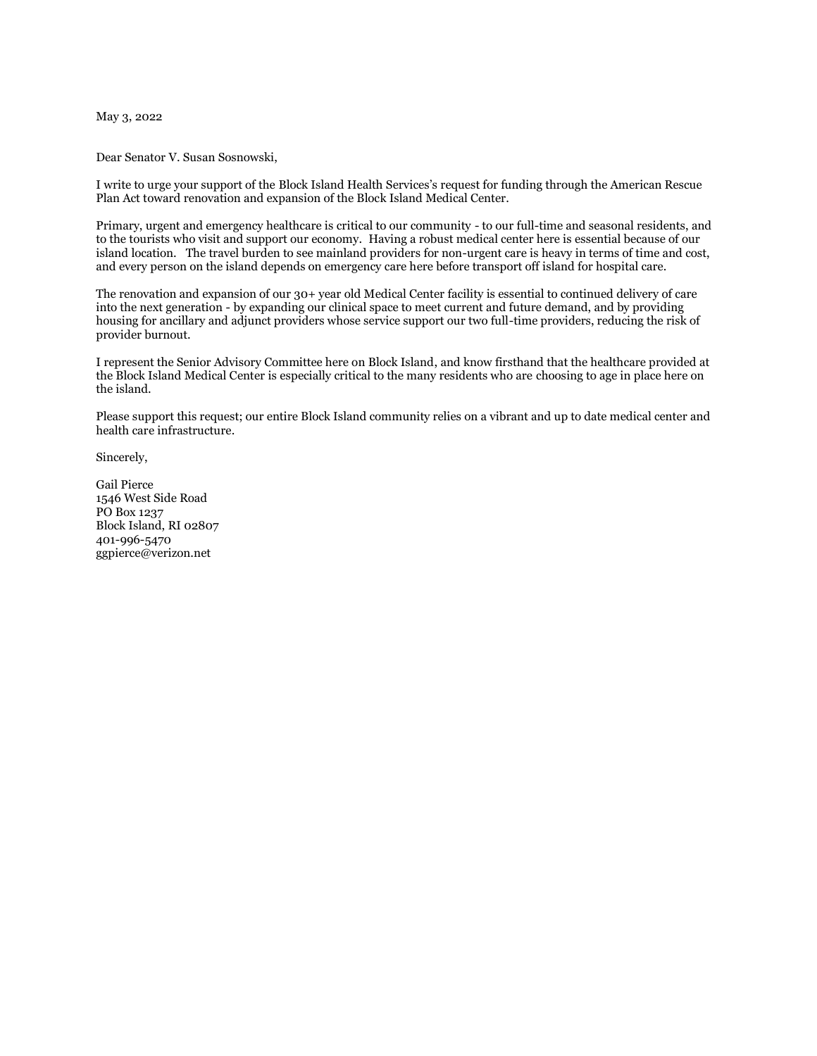May 3, 2022

Dear Senator V. Susan Sosnowski,

I write to urge your support of the Block Island Health Services's request for funding through the American Rescue Plan Act toward renovation and expansion of the Block Island Medical Center.

Primary, urgent and emergency healthcare is critical to our community - to our full-time and seasonal residents, and to the tourists who visit and support our economy. Having a robust medical center here is essential because of our island location. The travel burden to see mainland providers for non-urgent care is heavy in terms of time and cost, and every person on the island depends on emergency care here before transport off island for hospital care.

The renovation and expansion of our 30+ year old Medical Center facility is essential to continued delivery of care into the next generation - by expanding our clinical space to meet current and future demand, and by providing housing for ancillary and adjunct providers whose service support our two full-time providers, reducing the risk of provider burnout.

I represent the Senior Advisory Committee here on Block Island, and know firsthand that the healthcare provided at the Block Island Medical Center is especially critical to the many residents who are choosing to age in place here on the island.

Please support this request; our entire Block Island community relies on a vibrant and up to date medical center and health care infrastructure.

Sincerely,

Gail Pierce
1546 West Side Road
PO Box 1237
Block Island, RI 02807
401-996-5470
ggpierce@verizon.net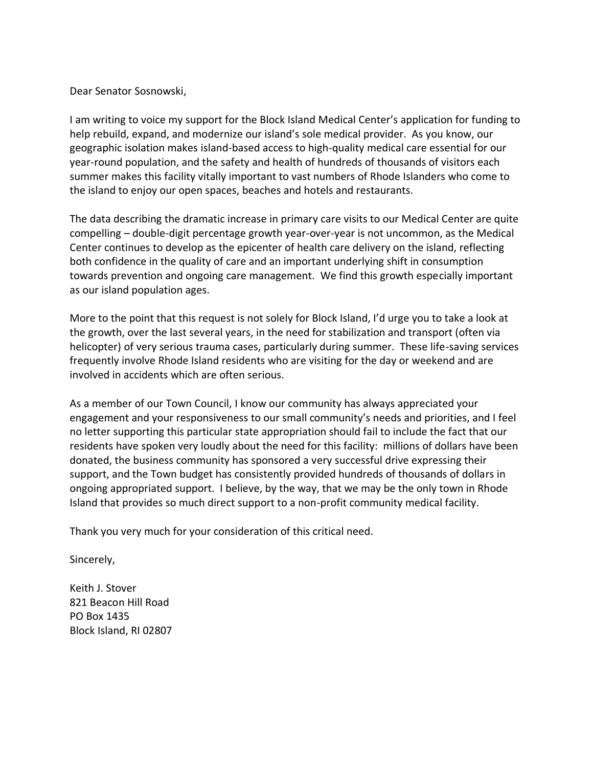Dear Senator Sosnowski,

I am writing to voice my support for the Block Island Medical Center's application for funding to help rebuild, expand, and modernize our island's sole medical provider. As you know, our geographic isolation makes island-based access to high-quality medical care essential for our year-round population, and the safety and health of hundreds of thousands of visitors each summer makes this facility vitally important to vast numbers of Rhode Islanders who come to the island to enjoy our open spaces, beaches and hotels and restaurants.

The data describing the dramatic increase in primary care visits to our Medical Center are quite compelling – double-digit percentage growth year-over-year is not uncommon, as the Medical Center continues to develop as the epicenter of health care delivery on the island, reflecting both confidence in the quality of care and an important underlying shift in consumption towards prevention and ongoing care management. We find this growth especially important as our island population ages.

More to the point that this request is not solely for Block Island, I'd urge you to take a look at the growth, over the last several years, in the need for stabilization and transport (often via helicopter) of very serious trauma cases, particularly during summer. These life-saving services frequently involve Rhode Island residents who are visiting for the day or weekend and are involved in accidents which are often serious.

As a member of our Town Council, I know our community has always appreciated your engagement and your responsiveness to our small community's needs and priorities, and I feel no letter supporting this particular state appropriation should fail to include the fact that our residents have spoken very loudly about the need for this facility: millions of dollars have been donated, the business community has sponsored a very successful drive expressing their support, and the Town budget has consistently provided hundreds of thousands of dollars in ongoing appropriated support. I believe, by the way, that we may be the only town in Rhode Island that provides so much direct support to a non-profit community medical facility.

Thank you very much for your consideration of this critical need.

Sincerely,

Keith J. Stover
821 Beacon Hill Road
PO Box 1435
Block Island, RI 02807